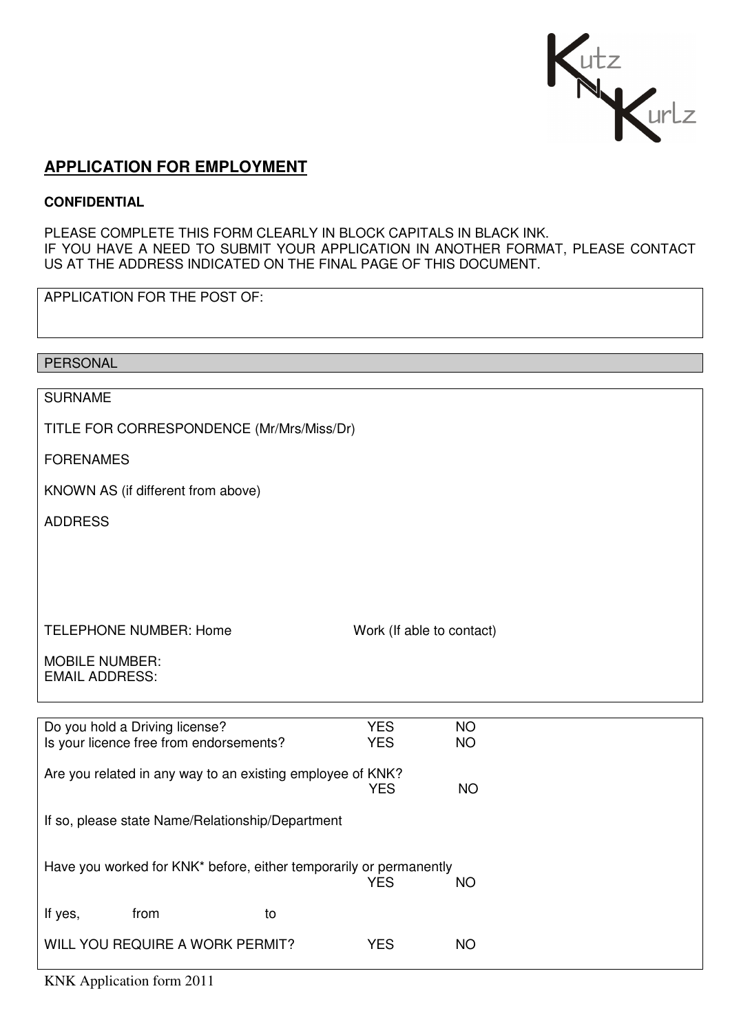## APPLICATION FOR EMPLOYMENT

**CONFIDENTIAL**

PLEASE COMPLETE THIS FORM CLEARLY IN BLOCK CAPITALS IN BLACK INK.
IF YOU HAVE A NEED TO SUBMIT YOUR APPLICATION IN ANOTHER FORMAT, PLEASE CONTACT US AT THE ADDRESS INDICATED ON THE FINAL PAGE OF THIS DOCUMENT.

APPLICATION FOR THE POST OF:

### PERSONAL

SURNAME

TITLE FOR CORRESPONDENCE (Mr/Mrs/Miss/Dr)

FORENAMES

KNOWN AS (if different from above)

ADDRESS

TELEPHONE NUMBER: Home Work (If able to contact)

MOBILE NUMBER:
EMAIL ADDRESS:

| | | |
|---|---|---|
| Do you hold a Driving license? | YES | NO |
| Is your licence free from endorsements? | YES | NO |
| Are you related in any way to an existing employee of KNK? | YES | NO |

If so, please state Name/Relationship/Department

| | | |
|---|---|---|
| Have you worked for KNK* before, either temporarily or permanently | YES | NO |

If yes, from to

| | | |
|---|---|---|
| WILL YOU REQUIRE A WORK PERMIT? | YES | NO |

KNK Application form 2011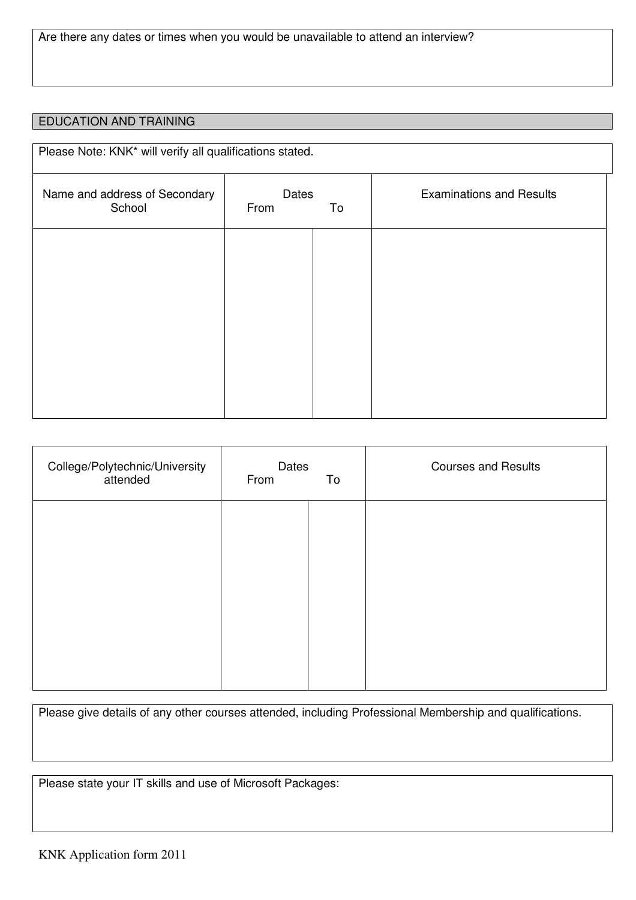Are there any dates or times when you would be unavailable to attend an interview?

## EDUCATION AND TRAINING

Please Note: KNK* will verify all qualifications stated.

| Name and address of Secondary School | Dates From | To | Examinations and Results |
|---|---|---|---|
| | | | |

| College/Polytechnic/University attended | Dates From | To | Courses and Results |
|---|---|---|---|
| | | | |

Please give details of any other courses attended, including Professional Membership and qualifications.

Please state your IT skills and use of Microsoft Packages: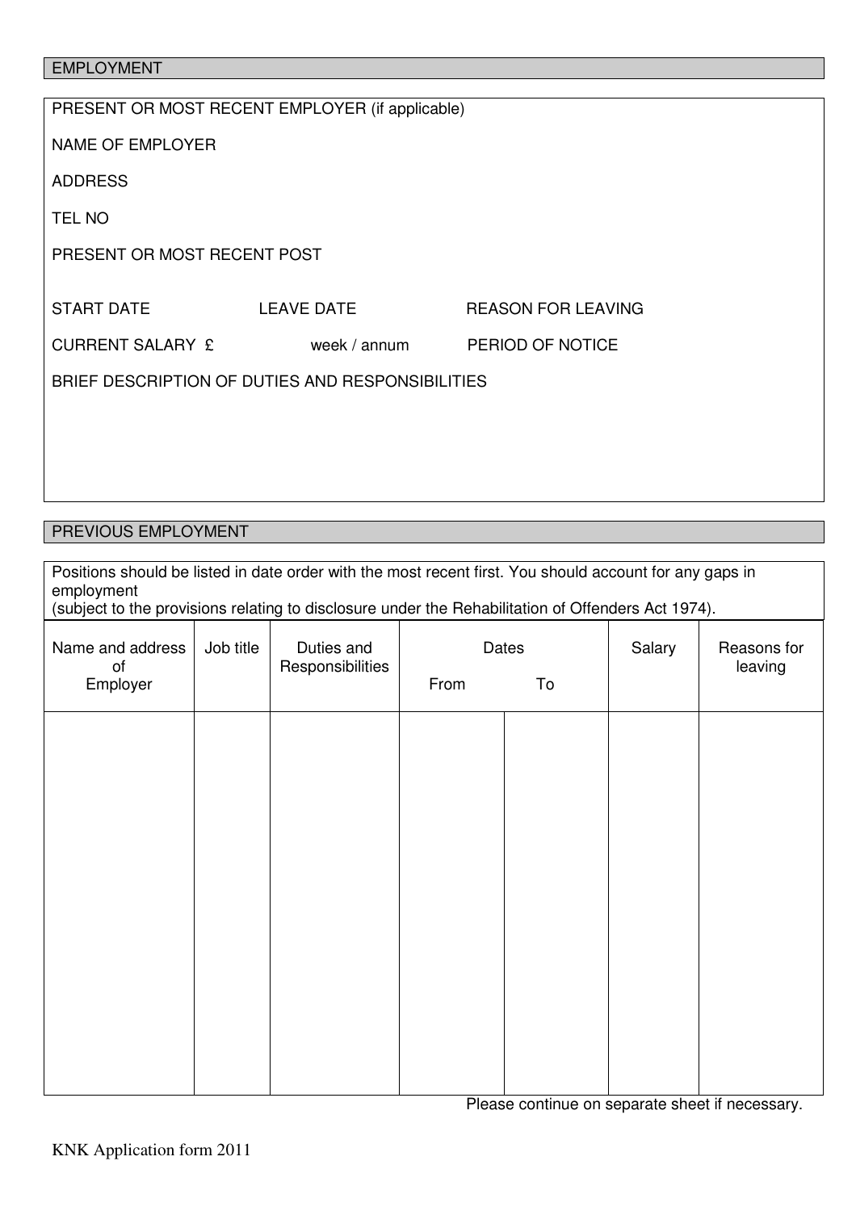## EMPLOYMENT

PRESENT OR MOST RECENT EMPLOYER (if applicable)

NAME OF EMPLOYER

ADDRESS

TEL NO

PRESENT OR MOST RECENT POST

START DATE LEAVE DATE REASON FOR LEAVING

CURRENT SALARY £ week / annum PERIOD OF NOTICE

BRIEF DESCRIPTION OF DUTIES AND RESPONSIBILITIES

## PREVIOUS EMPLOYMENT

Positions should be listed in date order with the most recent first. You should account for any gaps in employment
(subject to the provisions relating to disclosure under the Rehabilitation of Offenders Act 1974).

| Name and address of Employer | Job title | Duties and Responsibilities | Dates | | Salary | Reasons for leaving |
|---|---|---|---|---|---|---|
| | | | From | To | | |
| | | | | | | |

Please continue on separate sheet if necessary.

KNK Application form 2011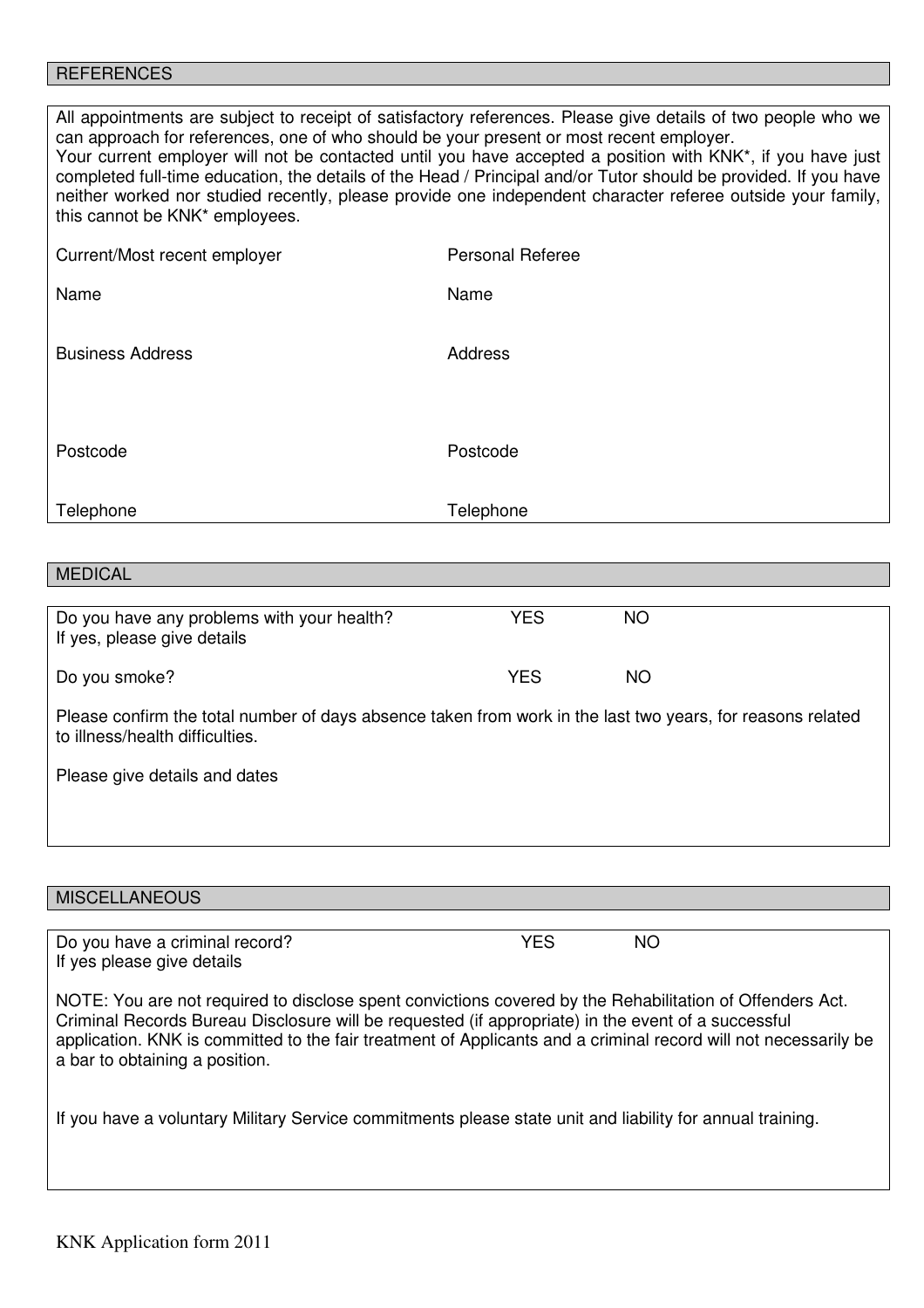## REFERENCES

All appointments are subject to receipt of satisfactory references. Please give details of two people who we can approach for references, one of who should be your present or most recent employer.
Your current employer will not be contacted until you have accepted a position with KNK*, if you have just completed full-time education, the details of the Head / Principal and/or Tutor should be provided. If you have neither worked nor studied recently, please provide one independent character referee outside your family, this cannot be KNK* employees.

| Current/Most recent employer | Personal Referee |
|---|---|
| Name | Name |
| Business Address | Address |
| Postcode | Postcode |
| Telephone | Telephone |

## MEDICAL

Do you have any problems with your health? YES NO
If yes, please give details

Do you smoke? YES NO

Please confirm the total number of days absence taken from work in the last two years, for reasons related to illness/health difficulties.

Please give details and dates

## MISCELLANEOUS

Do you have a criminal record? YES NO
If yes please give details

NOTE: You are not required to disclose spent convictions covered by the Rehabilitation of Offenders Act. Criminal Records Bureau Disclosure will be requested (if appropriate) in the event of a successful application. KNK is committed to the fair treatment of Applicants and a criminal record will not necessarily be a bar to obtaining a position.

If you have a voluntary Military Service commitments please state unit and liability for annual training.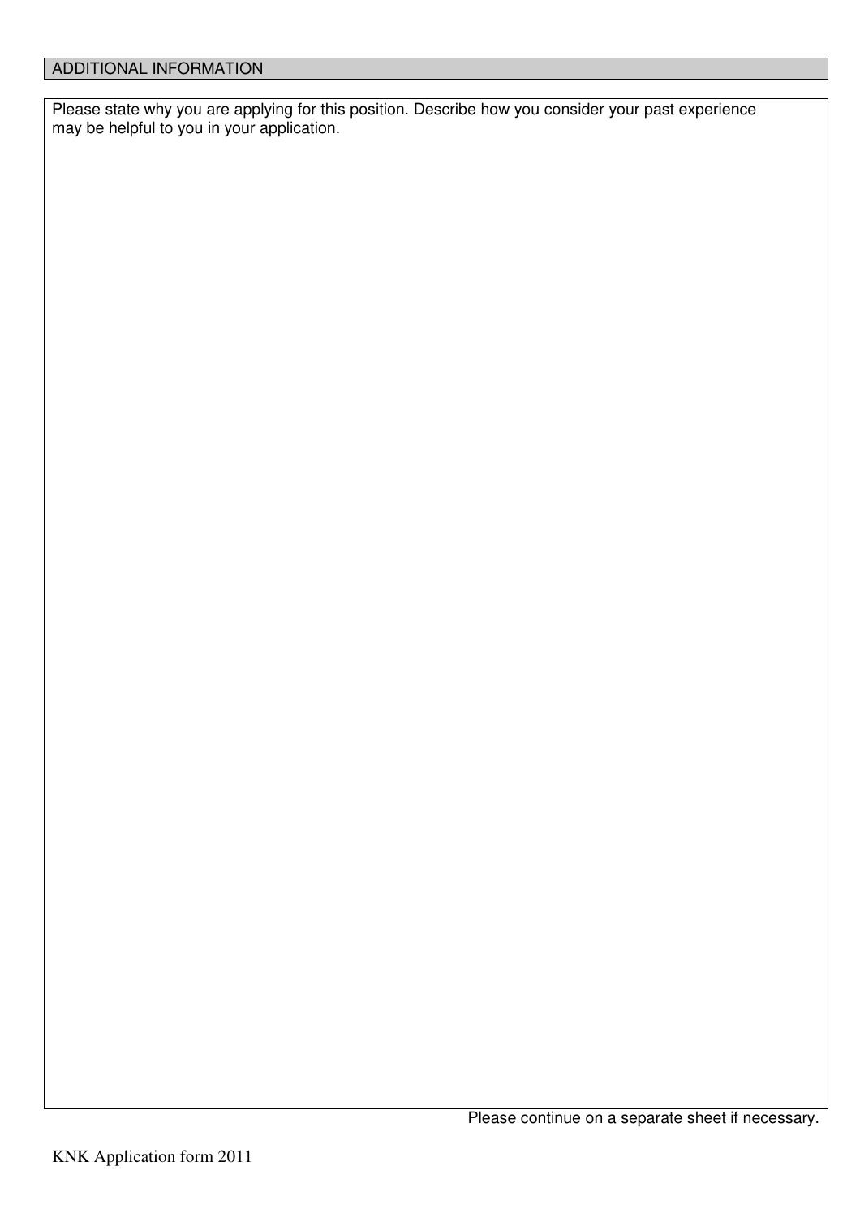## ADDITIONAL INFORMATION

Please state why you are applying for this position. Describe how you consider your past experience may be helpful to you in your application.

Please continue on a separate sheet if necessary.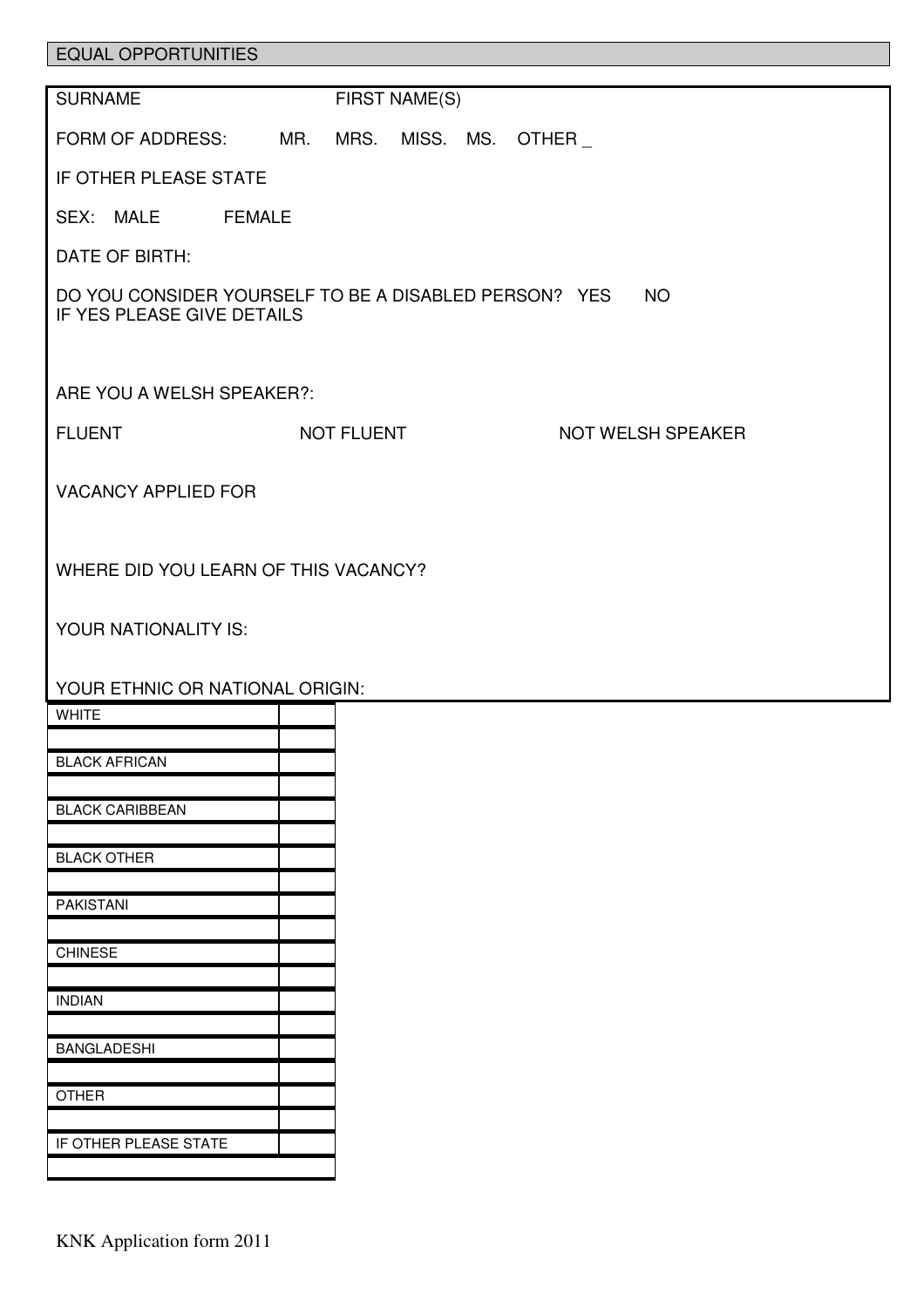## EQUAL OPPORTUNITIES

SURNAME FIRST NAME(S)

FORM OF ADDRESS: MR. MRS. MISS. MS. OTHER _

IF OTHER PLEASE STATE

SEX: MALE FEMALE

DATE OF BIRTH:

DO YOU CONSIDER YOURSELF TO BE A DISABLED PERSON? YES NO
IF YES PLEASE GIVE DETAILS

ARE YOU A WELSH SPEAKER?:

FLUENT NOT FLUENT NOT WELSH SPEAKER

VACANCY APPLIED FOR

WHERE DID YOU LEARN OF THIS VACANCY?

YOUR NATIONALITY IS:

YOUR ETHNIC OR NATIONAL ORIGIN:

| | |
|---|---|
| WHITE | |
| | |
| BLACK AFRICAN | |
| | |
| BLACK CARIBBEAN | |
| | |
| BLACK OTHER | |
| | |
| PAKISTANI | |
| | |
| CHINESE | |
| | |
| INDIAN | |
| | |
| BANGLADESHI | |
| | |
| OTHER | |
| | |
| IF OTHER PLEASE STATE | |
| | |

KNK Application form 2011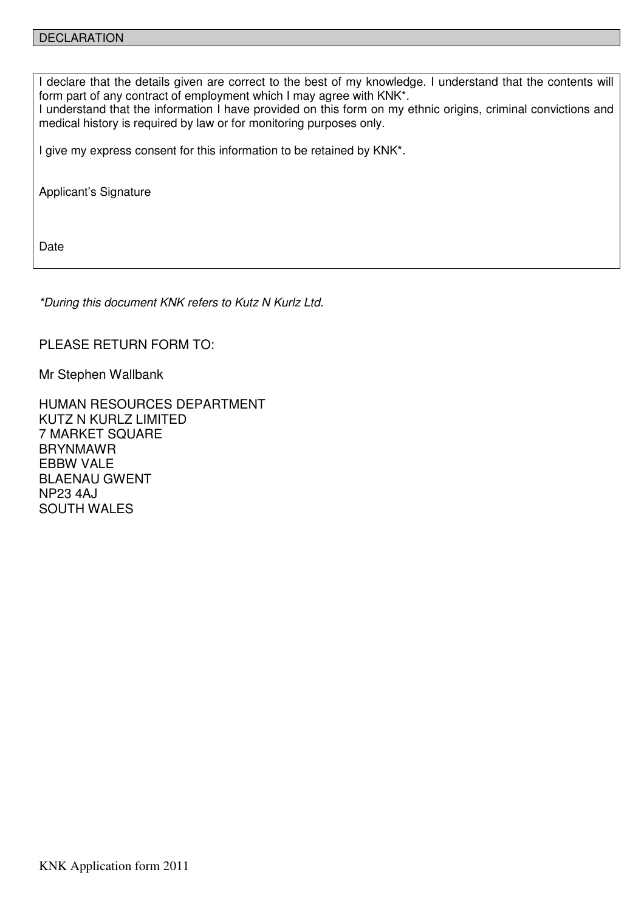## DECLARATION

I declare that the details given are correct to the best of my knowledge. I understand that the contents will form part of any contract of employment which I may agree with KNK*.
I understand that the information I have provided on this form on my ethnic origins, criminal convictions and medical history is required by law or for monitoring purposes only.

I give my express consent for this information to be retained by KNK*.

Applicant's Signature

Date

*\*During this document KNK refers to Kutz N Kurlz Ltd.*

PLEASE RETURN FORM TO:

Mr Stephen Wallbank

HUMAN RESOURCES DEPARTMENT
KUTZ N KURLZ LIMITED
7 MARKET SQUARE
BRYNMAWR
EBBW VALE
BLAENAU GWENT
NP23 4AJ
SOUTH WALES